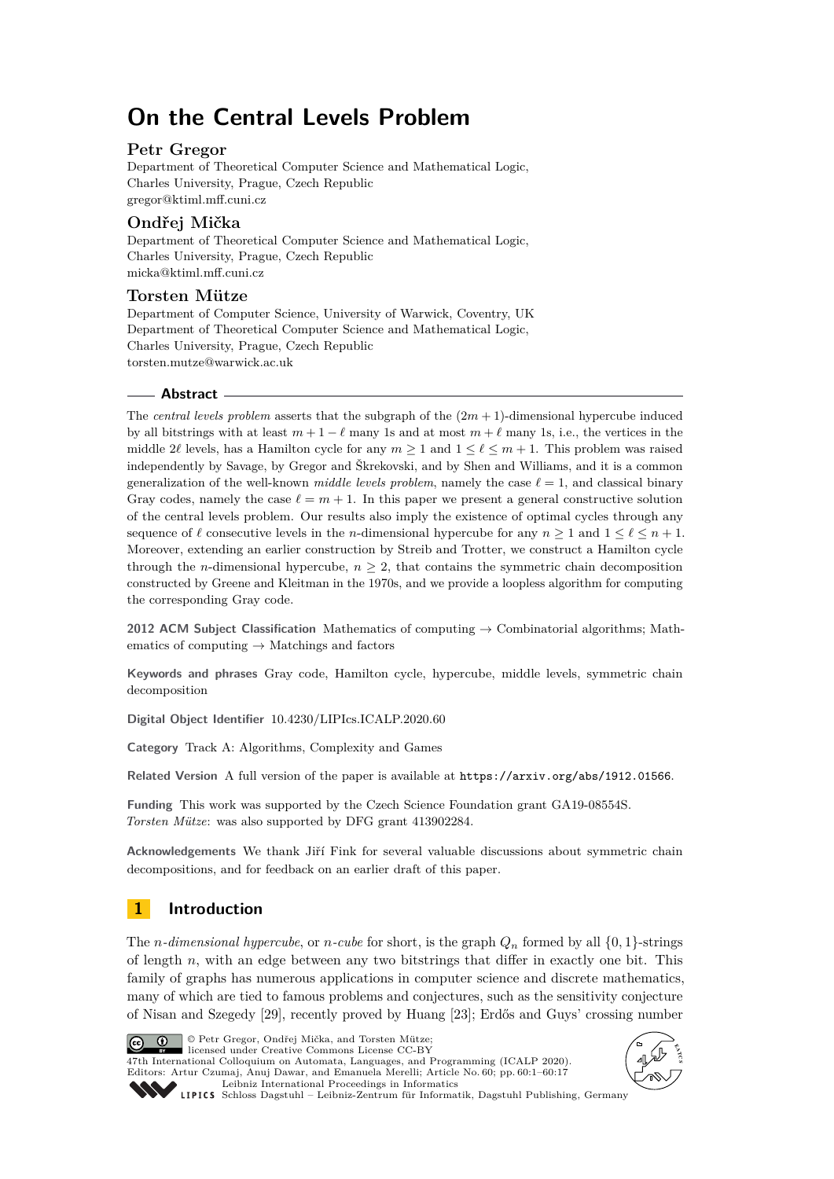# On the Central Levels Problem

**Petr Gregor**
Department of Theoretical Computer Science and Mathematical Logic,
Charles University, Prague, Czech Republic
gregor@ktiml.mff.cuni.cz

**Ondřej Mička**
Department of Theoretical Computer Science and Mathematical Logic,
Charles University, Prague, Czech Republic
micka@ktiml.mff.cuni.cz

**Torsten Mütze**
Department of Computer Science, University of Warwick, Coventry, UK
Department of Theoretical Computer Science and Mathematical Logic,
Charles University, Prague, Czech Republic
torsten.mutze@warwick.ac.uk

## Abstract

The *central levels problem* asserts that the subgraph of the $(2m+1)$-dimensional hypercube induced by all bitstrings with at least $m+1-\ell$ many 1s and at most $m+\ell$ many 1s, i.e., the vertices in the middle $2\ell$ levels, has a Hamilton cycle for any $m \geq 1$ and $1 \leq \ell \leq m+1$. This problem was raised independently by Savage, by Gregor and Škrekovski, and by Shen and Williams, and it is a common generalization of the well-known *middle levels problem*, namely the case $\ell = 1$, and classical binary Gray codes, namely the case $\ell = m+1$. In this paper we present a general constructive solution of the central levels problem. Our results also imply the existence of optimal cycles through any sequence of $\ell$ consecutive levels in the $n$-dimensional hypercube for any $n \geq 1$ and $1 \leq \ell \leq n+1$. Moreover, extending an earlier construction by Streib and Trotter, we construct a Hamilton cycle through the $n$-dimensional hypercube, $n \geq 2$, that contains the symmetric chain decomposition constructed by Greene and Kleitman in the 1970s, and we provide a loopless algorithm for computing the corresponding Gray code.

**2012 ACM Subject Classification** Mathematics of computing → Combinatorial algorithms; Mathematics of computing → Matchings and factors

**Keywords and phrases** Gray code, Hamilton cycle, hypercube, middle levels, symmetric chain decomposition

**Digital Object Identifier** 10.4230/LIPIcs.ICALP.2020.60

**Category** Track A: Algorithms, Complexity and Games

**Related Version** A full version of the paper is available at `https://arxiv.org/abs/1912.01566`.

**Funding** This work was supported by the Czech Science Foundation grant GA19-08554S.
*Torsten Mütze*: was also supported by DFG grant 413902284.

**Acknowledgements** We thank Jiří Fink for several valuable discussions about symmetric chain decompositions, and for feedback on an earlier draft of this paper.

## 1 Introduction

The *n-dimensional hypercube*, or *n-cube* for short, is the graph $Q_n$ formed by all $\{0,1\}$-strings of length $n$, with an edge between any two bitstrings that differ in exactly one bit. This family of graphs has numerous applications in computer science and discrete mathematics, many of which are tied to famous problems and conjectures, such as the sensitivity conjecture of Nisan and Szegedy [29], recently proved by Huang [23]; Erdős and Guys' crossing number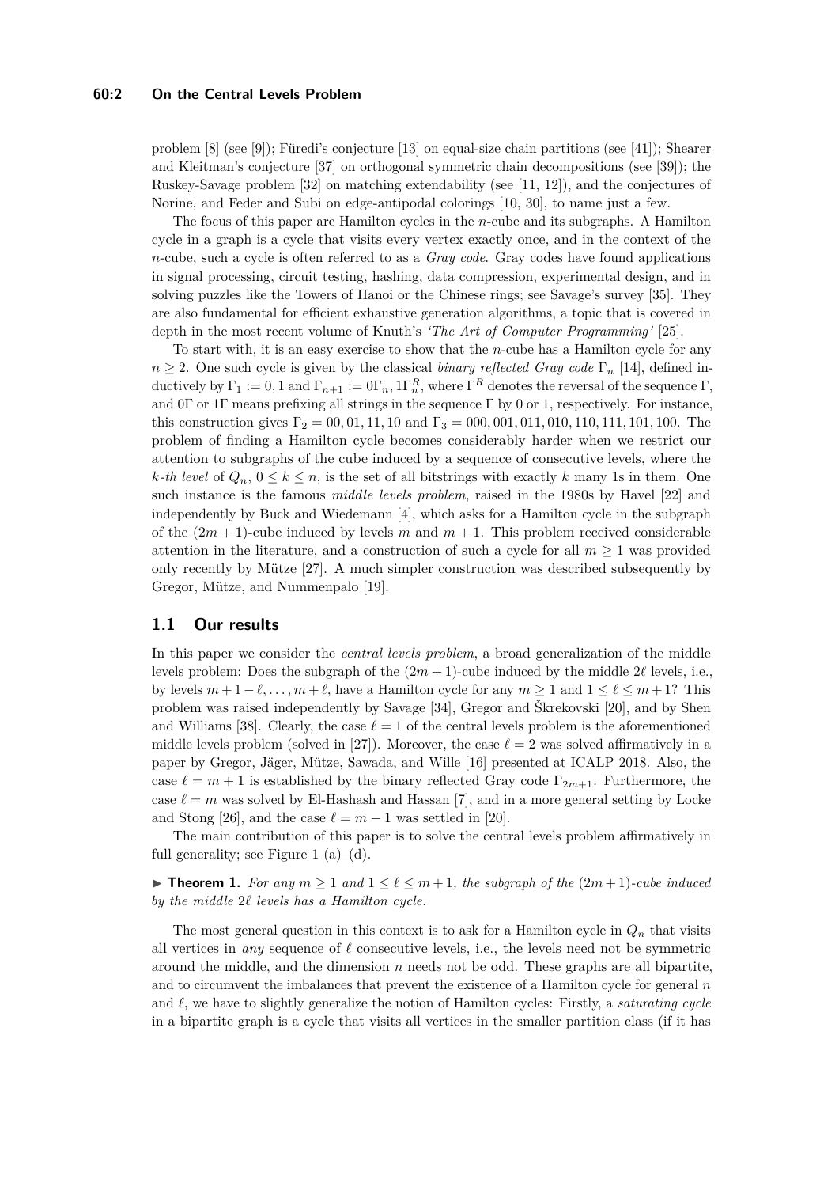problem [8] (see [9]); Füredi's conjecture [13] on equal-size chain partitions (see [41]); Shearer and Kleitman's conjecture [37] on orthogonal symmetric chain decompositions (see [39]); the Ruskey-Savage problem [32] on matching extendability (see [11, 12]), and the conjectures of Norine, and Feder and Subi on edge-antipodal colorings [10, 30], to name just a few.

The focus of this paper are Hamilton cycles in the $n$-cube and its subgraphs. A Hamilton cycle in a graph is a cycle that visits every vertex exactly once, and in the context of the $n$-cube, such a cycle is often referred to as a *Gray code*. Gray codes have found applications in signal processing, circuit testing, hashing, data compression, experimental design, and in solving puzzles like the Towers of Hanoi or the Chinese rings; see Savage's survey [35]. They are also fundamental for efficient exhaustive generation algorithms, a topic that is covered in depth in the most recent volume of Knuth's *'The Art of Computer Programming'* [25].

To start with, it is an easy exercise to show that the $n$-cube has a Hamilton cycle for any $n \geq 2$. One such cycle is given by the classical *binary reflected Gray code* $\Gamma_n$ [14], defined inductively by $\Gamma_1 := 0, 1$ and $\Gamma_{n+1} := 0\Gamma_n, 1\Gamma_n^R$, where $\Gamma^R$ denotes the reversal of the sequence $\Gamma$, and $0\Gamma$ or $1\Gamma$ means prefixing all strings in the sequence $\Gamma$ by 0 or 1, respectively. For instance, this construction gives $\Gamma_2 = 00, 01, 11, 10$ and $\Gamma_3 = 000, 001, 011, 010, 110, 111, 101, 100$. The problem of finding a Hamilton cycle becomes considerably harder when we restrict our attention to subgraphs of the cube induced by a sequence of consecutive levels, where the *$k$-th level* of $Q_n$, $0 \leq k \leq n$, is the set of all bitstrings with exactly $k$ many 1s in them. One such instance is the famous *middle levels problem*, raised in the 1980s by Havel [22] and independently by Buck and Wiedemann [4], which asks for a Hamilton cycle in the subgraph of the $(2m+1)$-cube induced by levels $m$ and $m+1$. This problem received considerable attention in the literature, and a construction of such a cycle for all $m \geq 1$ was provided only recently by Mütze [27]. A much simpler construction was described subsequently by Gregor, Mütze, and Nummenpalo [19].

## 1.1 Our results

In this paper we consider the *central levels problem*, a broad generalization of the middle levels problem: Does the subgraph of the $(2m+1)$-cube induced by the middle $2\ell$ levels, i.e., by levels $m+1-\ell, \ldots, m+\ell$, have a Hamilton cycle for any $m \geq 1$ and $1 \leq \ell \leq m+1$? This problem was raised independently by Savage [34], Gregor and Škrekovski [20], and by Shen and Williams [38]. Clearly, the case $\ell = 1$ of the central levels problem is the aforementioned middle levels problem (solved in [27]). Moreover, the case $\ell = 2$ was solved affirmatively in a paper by Gregor, Jäger, Mütze, Sawada, and Wille [16] presented at ICALP 2018. Also, the case $\ell = m+1$ is established by the binary reflected Gray code $\Gamma_{2m+1}$. Furthermore, the case $\ell = m$ was solved by El-Hashash and Hassan [7], and in a more general setting by Locke and Stong [26], and the case $\ell = m-1$ was settled in [20].

The main contribution of this paper is to solve the central levels problem affirmatively in full generality; see Figure 1 (a)–(d).

▶ **Theorem 1.** *For any $m \geq 1$ and $1 \leq \ell \leq m+1$, the subgraph of the $(2m+1)$-cube induced by the middle $2\ell$ levels has a Hamilton cycle.*

The most general question in this context is to ask for a Hamilton cycle in $Q_n$ that visits all vertices in *any* sequence of $\ell$ consecutive levels, i.e., the levels need not be symmetric around the middle, and the dimension $n$ needs not be odd. These graphs are all bipartite, and to circumvent the imbalances that prevent the existence of a Hamilton cycle for general $n$ and $\ell$, we have to slightly generalize the notion of Hamilton cycles: Firstly, a *saturating cycle* in a bipartite graph is a cycle that visits all vertices in the smaller partition class (if it has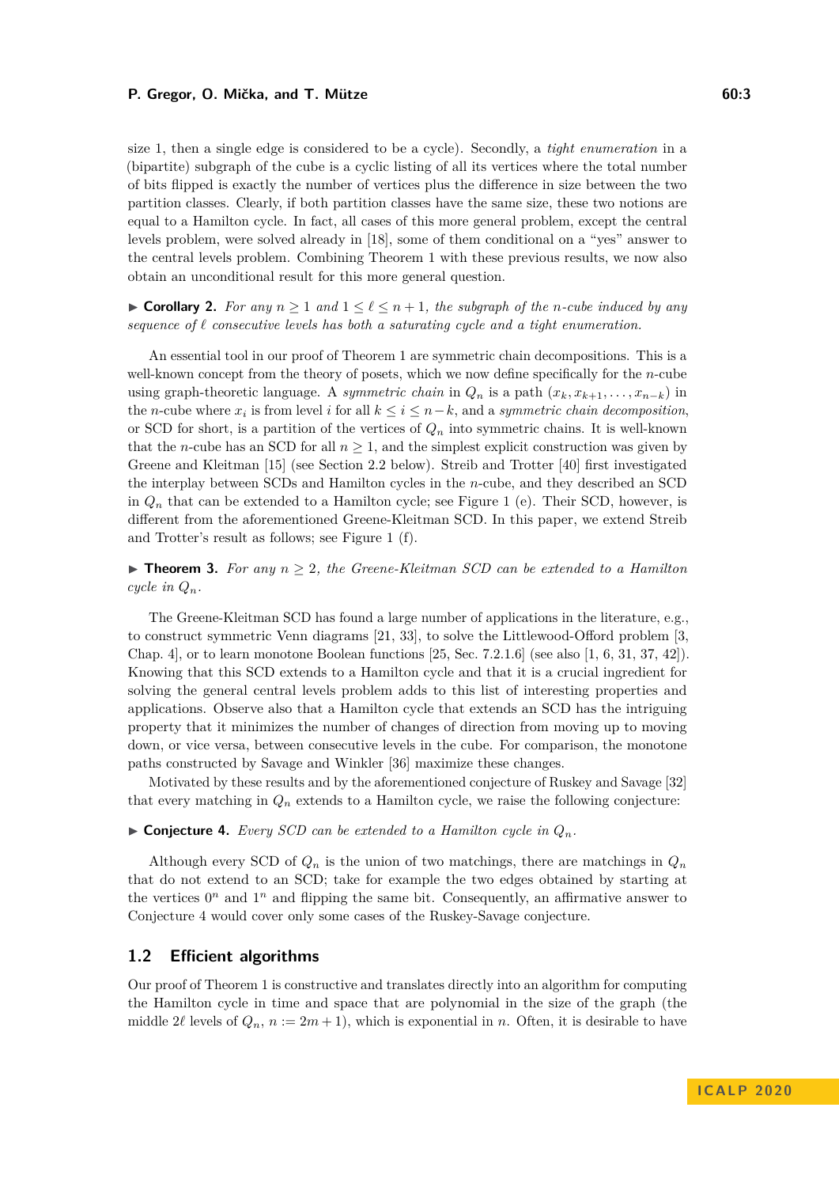size 1, then a single edge is considered to be a cycle). Secondly, a *tight enumeration* in a (bipartite) subgraph of the cube is a cyclic listing of all its vertices where the total number of bits flipped is exactly the number of vertices plus the difference in size between the two partition classes. Clearly, if both partition classes have the same size, these two notions are equal to a Hamilton cycle. In fact, all cases of this more general problem, except the central levels problem, were solved already in [18], some of them conditional on a "yes" answer to the central levels problem. Combining Theorem 1 with these previous results, we now also obtain an unconditional result for this more general question.

▶ **Corollary 2.** *For any $n \geq 1$ and $1 \leq \ell \leq n+1$, the subgraph of the $n$-cube induced by any sequence of $\ell$ consecutive levels has both a saturating cycle and a tight enumeration.*

An essential tool in our proof of Theorem 1 are symmetric chain decompositions. This is a well-known concept from the theory of posets, which we now define specifically for the $n$-cube using graph-theoretic language. A *symmetric chain* in $Q_n$ is a path $(x_k, x_{k+1}, \ldots, x_{n-k})$ in the $n$-cube where $x_i$ is from level $i$ for all $k \leq i \leq n-k$, and a *symmetric chain decomposition*, or SCD for short, is a partition of the vertices of $Q_n$ into symmetric chains. It is well-known that the $n$-cube has an SCD for all $n \geq 1$, and the simplest explicit construction was given by Greene and Kleitman [15] (see Section 2.2 below). Streib and Trotter [40] first investigated the interplay between SCDs and Hamilton cycles in the $n$-cube, and they described an SCD in $Q_n$ that can be extended to a Hamilton cycle; see Figure 1 (e). Their SCD, however, is different from the aforementioned Greene-Kleitman SCD. In this paper, we extend Streib and Trotter's result as follows; see Figure 1 (f).

▶ **Theorem 3.** *For any $n \geq 2$, the Greene-Kleitman SCD can be extended to a Hamilton cycle in $Q_n$.*

The Greene-Kleitman SCD has found a large number of applications in the literature, e.g., to construct symmetric Venn diagrams [21, 33], to solve the Littlewood-Offord problem [3, Chap. 4], or to learn monotone Boolean functions [25, Sec. 7.2.1.6] (see also [1, 6, 31, 37, 42]). Knowing that this SCD extends to a Hamilton cycle and that it is a crucial ingredient for solving the general central levels problem adds to this list of interesting properties and applications. Observe also that a Hamilton cycle that extends an SCD has the intriguing property that it minimizes the number of changes of direction from moving up to moving down, or vice versa, between consecutive levels in the cube. For comparison, the monotone paths constructed by Savage and Winkler [36] maximize these changes.

Motivated by these results and by the aforementioned conjecture of Ruskey and Savage [32] that every matching in $Q_n$ extends to a Hamilton cycle, we raise the following conjecture:

▶ **Conjecture 4.** *Every SCD can be extended to a Hamilton cycle in $Q_n$.*

Although every SCD of $Q_n$ is the union of two matchings, there are matchings in $Q_n$ that do not extend to an SCD; take for example the two edges obtained by starting at the vertices $0^n$ and $1^n$ and flipping the same bit. Consequently, an affirmative answer to Conjecture 4 would cover only some cases of the Ruskey-Savage conjecture.

## 1.2 Efficient algorithms

Our proof of Theorem 1 is constructive and translates directly into an algorithm for computing the Hamilton cycle in time and space that are polynomial in the size of the graph (the middle $2\ell$ levels of $Q_n$, $n := 2m+1$), which is exponential in $n$. Often, it is desirable to have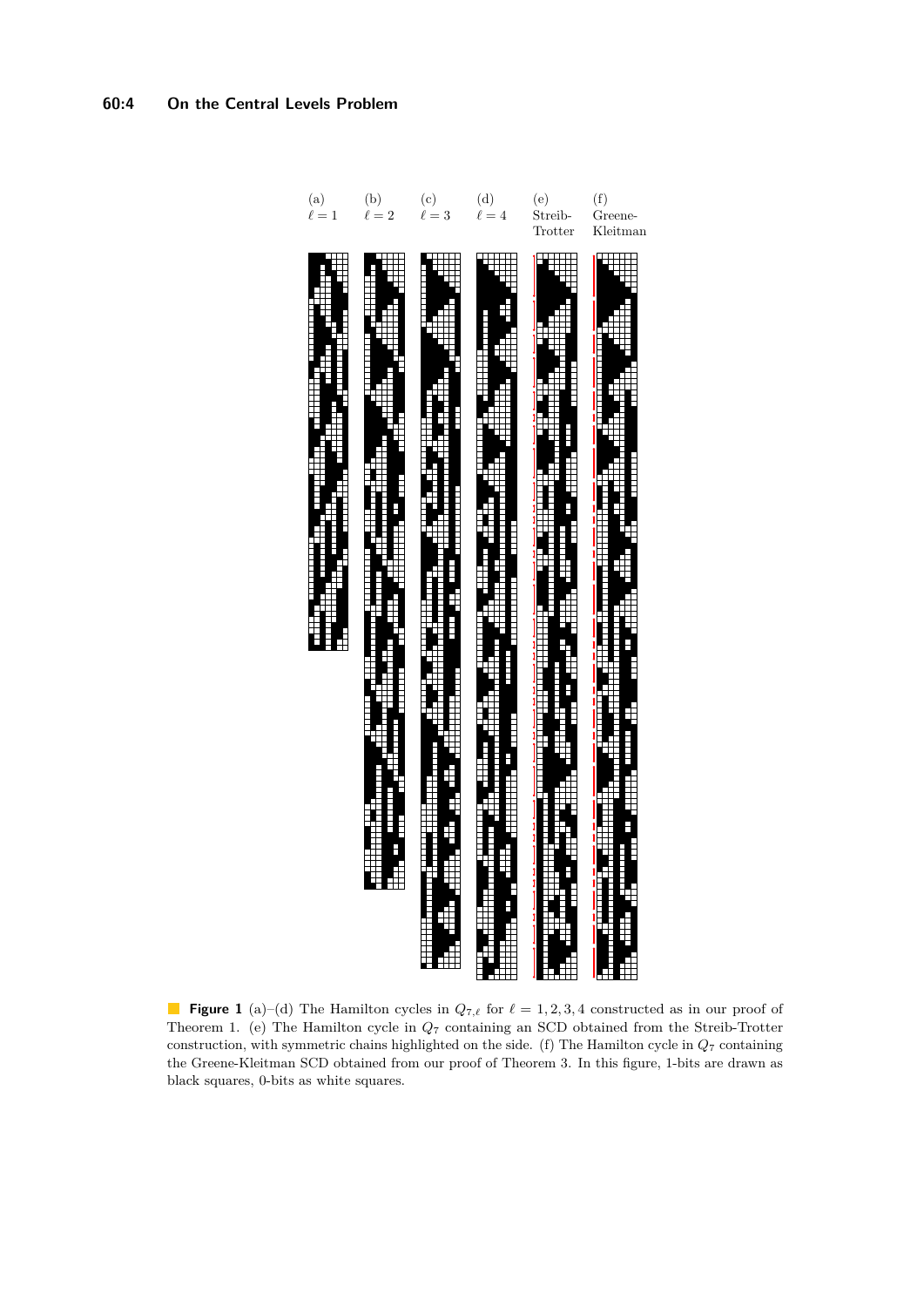(a) $\ell = 1$ (b) $\ell = 2$ (c) $\ell = 3$ (d) $\ell = 4$ (e) Streib-Trotter (f) Greene-Kleitman

**Figure 1** (a)–(d) The Hamilton cycles in $Q_{7,\ell}$ for $\ell = 1, 2, 3, 4$ constructed as in our proof of Theorem 1. (e) The Hamilton cycle in $Q_7$ containing an SCD obtained from the Streib-Trotter construction, with symmetric chains highlighted on the side. (f) The Hamilton cycle in $Q_7$ containing the Greene-Kleitman SCD obtained from our proof of Theorem 3. In this figure, 1-bits are drawn as black squares, 0-bits as white squares.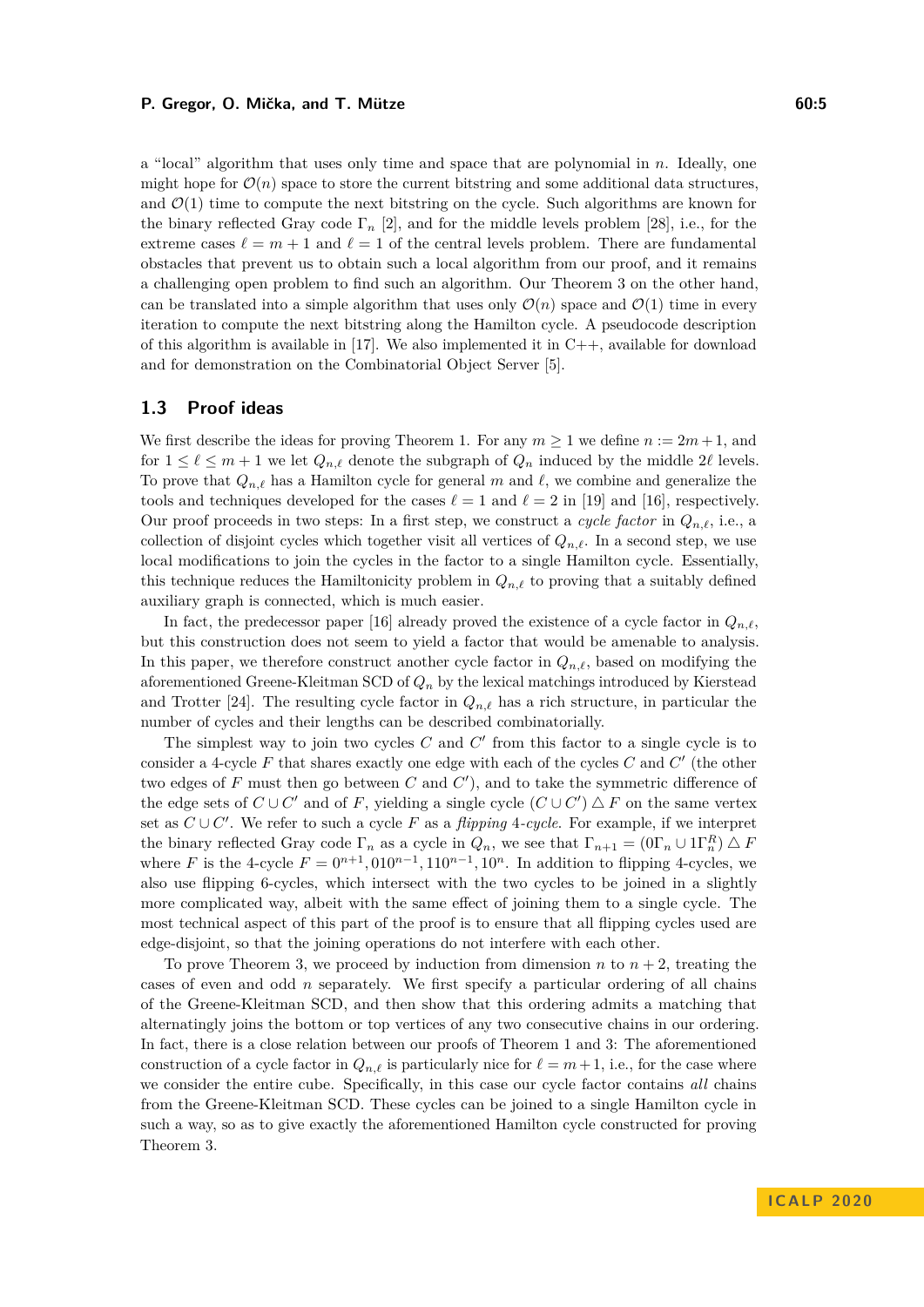a "local" algorithm that uses only time and space that are polynomial in $n$. Ideally, one might hope for $\mathcal{O}(n)$ space to store the current bitstring and some additional data structures, and $\mathcal{O}(1)$ time to compute the next bitstring on the cycle. Such algorithms are known for the binary reflected Gray code $\Gamma_n$ [2], and for the middle levels problem [28], i.e., for the extreme cases $\ell = m+1$ and $\ell = 1$ of the central levels problem. There are fundamental obstacles that prevent us to obtain such a local algorithm from our proof, and it remains a challenging open problem to find such an algorithm. Our Theorem 3 on the other hand, can be translated into a simple algorithm that uses only $\mathcal{O}(n)$ space and $\mathcal{O}(1)$ time in every iteration to compute the next bitstring along the Hamilton cycle. A pseudocode description of this algorithm is available in [17]. We also implemented it in C++, available for download and for demonstration on the Combinatorial Object Server [5].

## 1.3 Proof ideas

We first describe the ideas for proving Theorem 1. For any $m \geq 1$ we define $n := 2m+1$, and for $1 \leq \ell \leq m+1$ we let $Q_{n,\ell}$ denote the subgraph of $Q_n$ induced by the middle $2\ell$ levels. To prove that $Q_{n,\ell}$ has a Hamilton cycle for general $m$ and $\ell$, we combine and generalize the tools and techniques developed for the cases $\ell = 1$ and $\ell = 2$ in [19] and [16], respectively. Our proof proceeds in two steps: In a first step, we construct a *cycle factor* in $Q_{n,\ell}$, i.e., a collection of disjoint cycles which together visit all vertices of $Q_{n,\ell}$. In a second step, we use local modifications to join the cycles in the factor to a single Hamilton cycle. Essentially, this technique reduces the Hamiltonicity problem in $Q_{n,\ell}$ to proving that a suitably defined auxiliary graph is connected, which is much easier.

In fact, the predecessor paper [16] already proved the existence of a cycle factor in $Q_{n,\ell}$, but this construction does not seem to yield a factor that would be amenable to analysis. In this paper, we therefore construct another cycle factor in $Q_{n,\ell}$, based on modifying the aforementioned Greene-Kleitman SCD of $Q_n$ by the lexical matchings introduced by Kierstead and Trotter [24]. The resulting cycle factor in $Q_{n,\ell}$ has a rich structure, in particular the number of cycles and their lengths can be described combinatorially.

The simplest way to join two cycles $C$ and $C'$ from this factor to a single cycle is to consider a 4-cycle $F$ that shares exactly one edge with each of the cycles $C$ and $C'$ (the other two edges of $F$ must then go between $C$ and $C'$), and to take the symmetric difference of the edge sets of $C \cup C'$ and of $F$, yielding a single cycle $(C \cup C') \triangle F$ on the same vertex set as $C \cup C'$. We refer to such a cycle $F$ as a *flipping 4-cycle*. For example, if we interpret the binary reflected Gray code $\Gamma_n$ as a cycle in $Q_n$, we see that $\Gamma_{n+1} = (0\Gamma_n \cup 1\Gamma_n^R) \triangle F$ where $F$ is the 4-cycle $F = 0^{n+1}, 010^{n-1}, 110^{n-1}, 10^n$. In addition to flipping 4-cycles, we also use flipping 6-cycles, which intersect with the two cycles to be joined in a slightly more complicated way, albeit with the same effect of joining them to a single cycle. The most technical aspect of this part of the proof is to ensure that all flipping cycles used are edge-disjoint, so that the joining operations do not interfere with each other.

To prove Theorem 3, we proceed by induction from dimension $n$ to $n+2$, treating the cases of even and odd $n$ separately. We first specify a particular ordering of all chains of the Greene-Kleitman SCD, and then show that this ordering admits a matching that alternatingly joins the bottom or top vertices of any two consecutive chains in our ordering. In fact, there is a close relation between our proofs of Theorem 1 and 3: The aforementioned construction of a cycle factor in $Q_{n,\ell}$ is particularly nice for $\ell = m+1$, i.e., for the case where we consider the entire cube. Specifically, in this case our cycle factor contains *all* chains from the Greene-Kleitman SCD. These cycles can be joined to a single Hamilton cycle in such a way, so as to give exactly the aforementioned Hamilton cycle constructed for proving Theorem 3.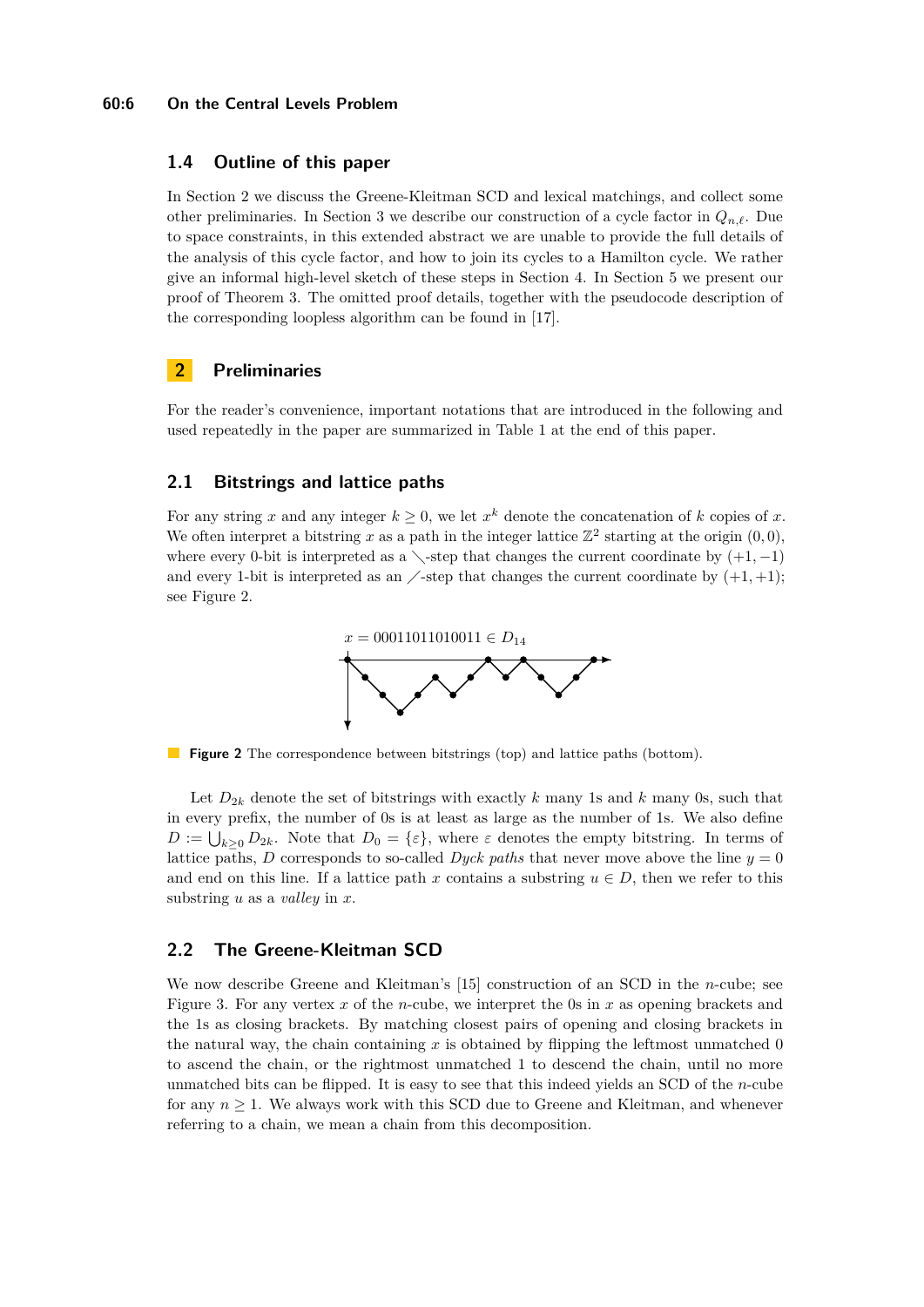### 1.4 Outline of this paper

In Section 2 we discuss the Greene-Kleitman SCD and lexical matchings, and collect some other preliminaries. In Section 3 we describe our construction of a cycle factor in $Q_{n,\ell}$. Due to space constraints, in this extended abstract we are unable to provide the full details of the analysis of this cycle factor, and how to join its cycles to a Hamilton cycle. We rather give an informal high-level sketch of these steps in Section 4. In Section 5 we present our proof of Theorem 3. The omitted proof details, together with the pseudocode description of the corresponding loopless algorithm can be found in [17].

## 2 Preliminaries

For the reader's convenience, important notations that are introduced in the following and used repeatedly in the paper are summarized in Table 1 at the end of this paper.

### 2.1 Bitstrings and lattice paths

For any string $x$ and any integer $k \geq 0$, we let $x^k$ denote the concatenation of $k$ copies of $x$. We often interpret a bitstring $x$ as a path in the integer lattice $\mathbb{Z}^2$ starting at the origin $(0,0)$, where every 0-bit is interpreted as a $\searrow$-step that changes the current coordinate by $(+1,-1)$ and every 1-bit is interpreted as an $\nearrow$-step that changes the current coordinate by $(+1,+1)$; see Figure 2.

$x = 00011011010011 \in D_{14}$

**Figure 2** The correspondence between bitstrings (top) and lattice paths (bottom).

Let $D_{2k}$ denote the set of bitstrings with exactly $k$ many 1s and $k$ many 0s, such that in every prefix, the number of 0s is at least as large as the number of 1s. We also define $D := \bigcup_{k\geq 0} D_{2k}$. Note that $D_0 = \{\varepsilon\}$, where $\varepsilon$ denotes the empty bitstring. In terms of lattice paths, $D$ corresponds to so-called *Dyck paths* that never move above the line $y = 0$ and end on this line. If a lattice path $x$ contains a substring $u \in D$, then we refer to this substring $u$ as a *valley* in $x$.

### 2.2 The Greene-Kleitman SCD

We now describe Greene and Kleitman's [15] construction of an SCD in the $n$-cube; see Figure 3. For any vertex $x$ of the $n$-cube, we interpret the 0s in $x$ as opening brackets and the 1s as closing brackets. By matching closest pairs of opening and closing brackets in the natural way, the chain containing $x$ is obtained by flipping the leftmost unmatched 0 to ascend the chain, or the rightmost unmatched 1 to descend the chain, until no more unmatched bits can be flipped. It is easy to see that this indeed yields an SCD of the $n$-cube for any $n \geq 1$. We always work with this SCD due to Greene and Kleitman, and whenever referring to a chain, we mean a chain from this decomposition.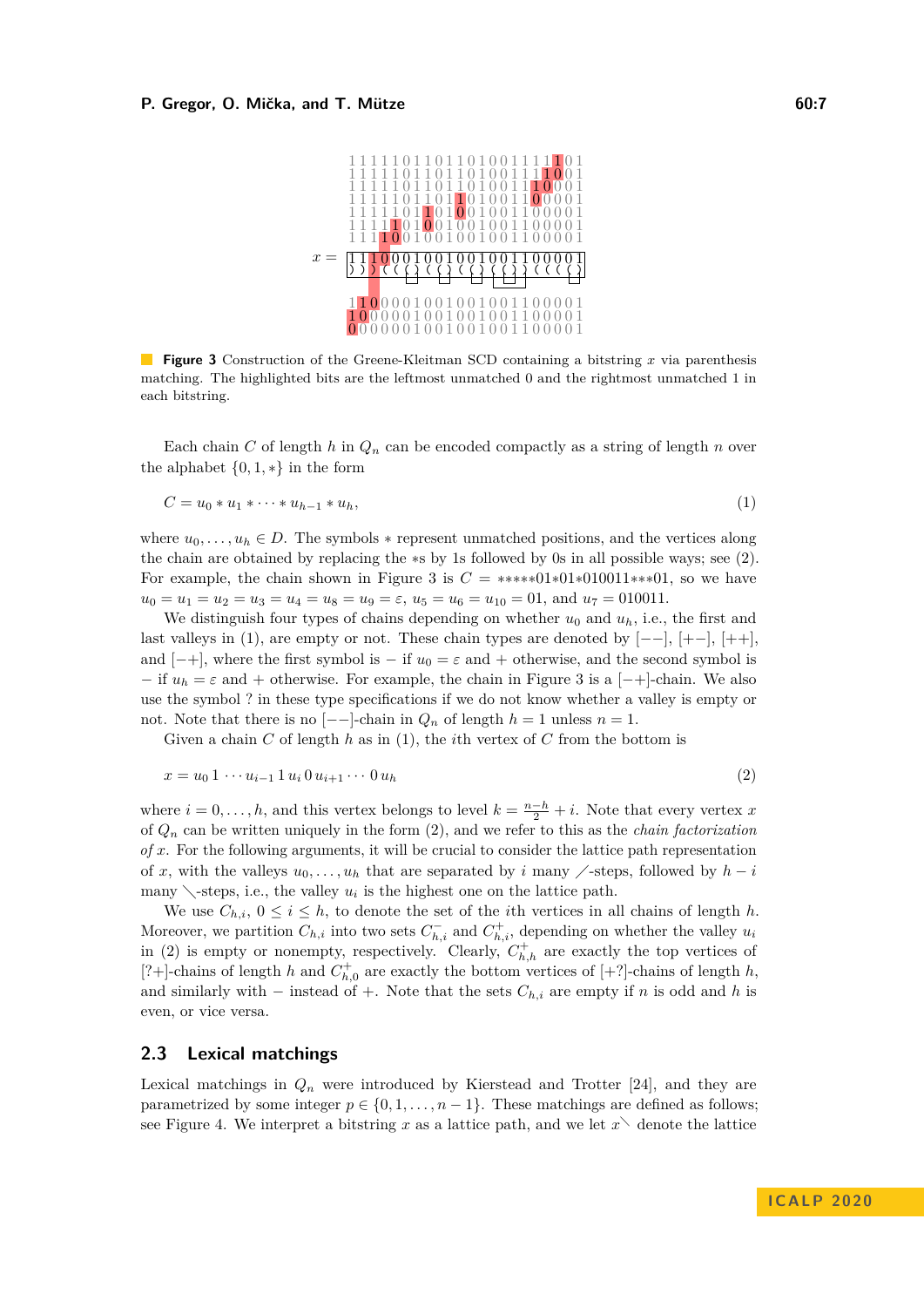```
1 1 1 1 1 0 1 1 0 1 1 0 1 0 0 1 1 1 1 1 0 1
1 1 1 1 1 0 1 1 0 1 1 0 1 0 0 1 1 1 1 0 0 1
1 1 1 1 1 0 1 1 0 1 1 0 1 0 0 1 1 1 0 0 0 1
1 1 1 1 1 0 1 1 0 1 1 0 1 0 0 1 1 0 0 0 0 1
1 1 1 1 1 0 1 1 0 1 0 0 1 0 0 1 1 0 0 0 0 1
1 1 1 1 1 0 1 0 0 1 0 0 1 0 0 1 1 0 0 0 0 1
1 1 1 1 0 0 1 0 0 1 0 0 1 0 0 1 1 0 0 0 0 1
x = 1 1 1 0 0 0 1 0 0 1 0 0 1 0 0 1 1 0 0 0 0 1
    ) ) ) ( ( ( ) ( ( ) ( ( ) ( ( ) ) ( ( ( ( )
1 1 0 0 0 0 1 0 0 1 0 0 1 0 0 1 1 0 0 0 0 1
1 0 0 0 0 0 1 0 0 1 0 0 1 0 0 1 1 0 0 0 0 1
0 0 0 0 0 0 1 0 0 1 0 0 1 0 0 1 1 0 0 0 0 1
```

**Figure 3** Construction of the Greene-Kleitman SCD containing a bitstring $x$ via parenthesis matching. The highlighted bits are the leftmost unmatched 0 and the rightmost unmatched 1 in each bitstring.

Each chain $C$ of length $h$ in $Q_n$ can be encoded compactly as a string of length $n$ over the alphabet $\{0, 1, *\}$ in the form

$$C = u_0 * u_1 * \cdots * u_{h-1} * u_h, \tag{1}$$

where $u_0, \ldots, u_h \in D$. The symbols $*$ represent unmatched positions, and the vertices along the chain are obtained by replacing the $*$s by 1s followed by 0s in all possible ways; see (2). For example, the chain shown in Figure 3 is $C = *****01*01*010011***01$, so we have $u_0 = u_1 = u_2 = u_3 = u_4 = u_8 = u_9 = \varepsilon$, $u_5 = u_6 = u_{10} = 01$, and $u_7 = 010011$.

We distinguish four types of chains depending on whether $u_0$ and $u_h$, i.e., the first and last valleys in (1), are empty or not. These chain types are denoted by $[--]$, $[+-]$, $[++]$, and $[-+]$, where the first symbol is $-$ if $u_0 = \varepsilon$ and $+$ otherwise, and the second symbol is $-$ if $u_h = \varepsilon$ and $+$ otherwise. For example, the chain in Figure 3 is a $[-+]$-chain. We also use the symbol ? in these type specifications if we do not know whether a valley is empty or not. Note that there is no $[--]$-chain in $Q_n$ of length $h = 1$ unless $n = 1$.

Given a chain $C$ of length $h$ as in (1), the $i$th vertex of $C$ from the bottom is

$$x = u_0\, 1 \cdots u_{i-1}\, 1\, u_i\, 0\, u_{i+1} \cdots 0\, u_h \tag{2}$$

where $i = 0, \ldots, h$, and this vertex belongs to level $k = \frac{n-h}{2} + i$. Note that every vertex $x$ of $Q_n$ can be written uniquely in the form (2), and we refer to this as the *chain factorization of $x$*. For the following arguments, it will be crucial to consider the lattice path representation of $x$, with the valleys $u_0, \ldots, u_h$ that are separated by $i$ many $\diagup$-steps, followed by $h - i$ many $\diagdown$-steps, i.e., the valley $u_i$ is the highest one on the lattice path.

We use $C_{h,i}$, $0 \leq i \leq h$, to denote the set of the $i$th vertices in all chains of length $h$. Moreover, we partition $C_{h,i}$ into two sets $C^-_{h,i}$ and $C^+_{h,i}$, depending on whether the valley $u_i$ in (2) is empty or nonempty, respectively. Clearly, $C^+_{h,h}$ are exactly the top vertices of $[?+]$-chains of length $h$ and $C^+_{h,0}$ are exactly the bottom vertices of $[+?]$-chains of length $h$, and similarly with $-$ instead of $+$. Note that the sets $C_{h,i}$ are empty if $n$ is odd and $h$ is even, or vice versa.

## 2.3 Lexical matchings

Lexical matchings in $Q_n$ were introduced by Kierstead and Trotter [24], and they are parametrized by some integer $p \in \{0, 1, \ldots, n-1\}$. These matchings are defined as follows; see Figure 4. We interpret a bitstring $x$ as a lattice path, and we let $x^{\diagdown}$ denote the lattice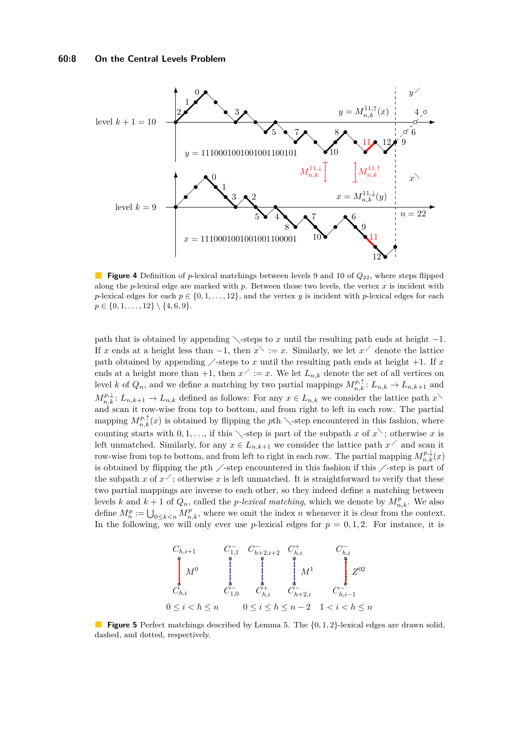**Figure 4** Definition of $p$-lexical matchings between levels 9 and 10 of $Q_{22}$, where steps flipped along the $p$-lexical edge are marked with $p$. Between those two levels, the vertex $x$ is incident with $p$-lexical edges for each $p \in \{0, 1, \ldots, 12\}$, and the vertex $y$ is incident with $p$-lexical edges for each $p \in \{0, 1, \ldots, 12\} \setminus \{4, 6, 9\}$.

path that is obtained by appending ╲-steps to $x$ until the resulting path ends at height $-1$. If $x$ ends at a height less than $-1$, then $x^{\diagdown} := x$. Similarly, we let $x^{\diagup}$ denote the lattice path obtained by appending ╱-steps to $x$ until the resulting path ends at height $+1$. If $x$ ends at a height more than $+1$, then $x^{\diagup} := x$. We let $L_{n,k}$ denote the set of all vertices on level $k$ of $Q_n$, and we define a matching by two partial mappings $M^{p,\uparrow}_{n,k}\colon L_{n,k} \to L_{n,k+1}$ and $M^{p,\downarrow}_{n,k}\colon L_{n,k+1} \to L_{n,k}$ defined as follows: For any $x \in L_{n,k}$ we consider the lattice path $x^{\diagdown}$ and scan it row-wise from top to bottom, and from right to left in each row. The partial mapping $M^{p,\uparrow}_{n,k}(x)$ is obtained by flipping the $p$th ╲-step encountered in this fashion, where counting starts with $0, 1, \ldots$, if this ╲-step is part of the subpath $x$ of $x^{\diagdown}$; otherwise $x$ is left unmatched. Similarly, for any $x \in L_{n,k+1}$ we consider the lattice path $x^{\diagup}$ and scan it row-wise from top to bottom, and from left to right in each row. The partial mapping $M^{p,\downarrow}_{n,k}(x)$ is obtained by flipping the $p$th ╱-step encountered in this fashion if this ╱-step is part of the subpath $x$ of $x^{\diagup}$; otherwise $x$ is left unmatched. It is straightforward to verify that these two partial mappings are inverse to each other, so they indeed define a matching between levels $k$ and $k+1$ of $Q_n$, called the *$p$-lexical matching*, which we denote by $M^p_{n,k}$. We also define $M^p_n := \bigcup_{0 \le k < n} M^p_{n,k}$, where we omit the index $n$ whenever it is clear from the context. In the following, we will only ever use $p$-lexical edges for $p = 0, 1, 2$. For instance, it is

**Figure 5** Perfect matchings described by Lemma 5. The $\{0, 1, 2\}$-lexical edges are drawn solid, dashed, and dotted, respectively.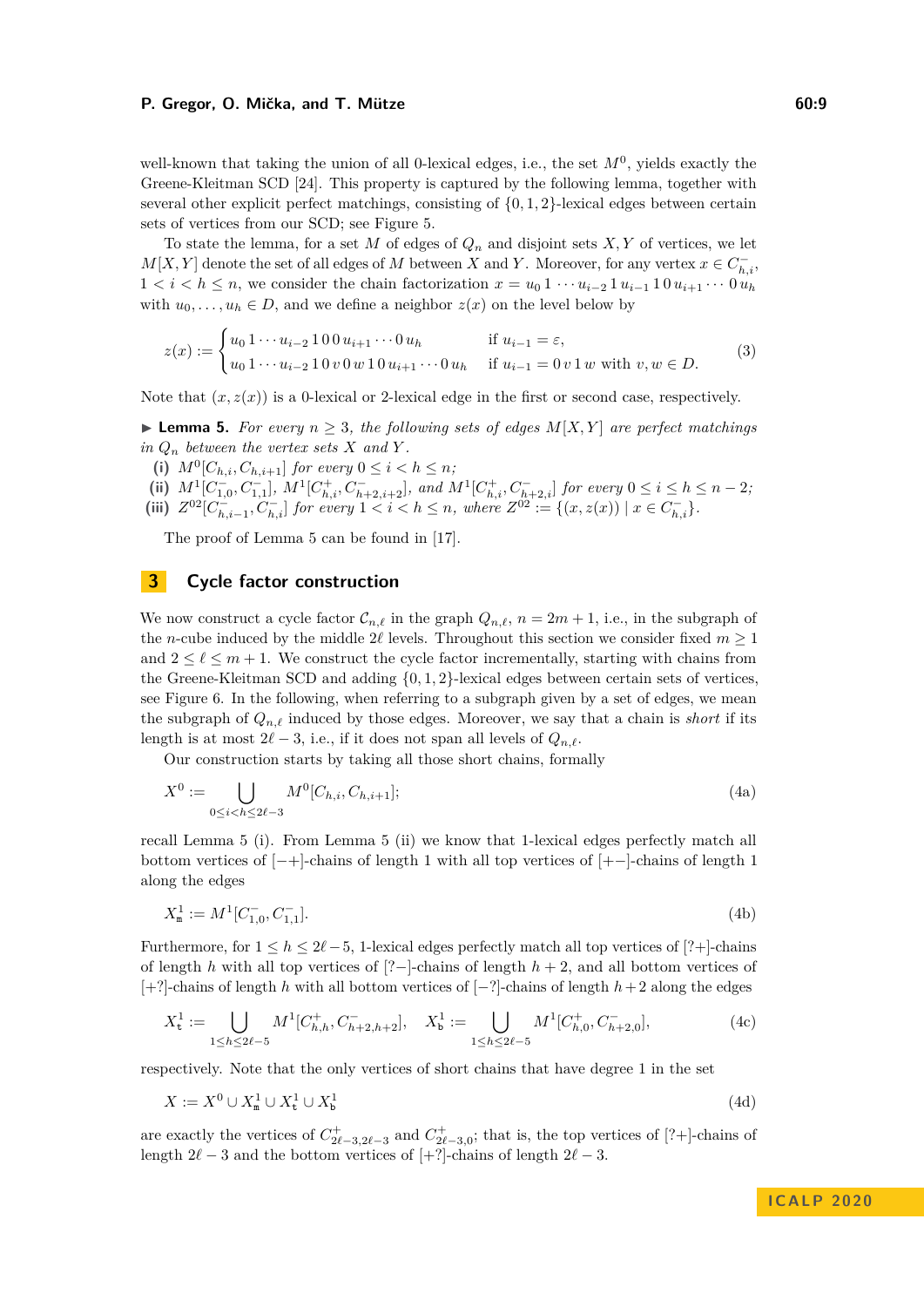well-known that taking the union of all 0-lexical edges, i.e., the set $M^0$, yields exactly the Greene-Kleitman SCD [24]. This property is captured by the following lemma, together with several other explicit perfect matchings, consisting of $\{0,1,2\}$-lexical edges between certain sets of vertices from our SCD; see Figure 5.

To state the lemma, for a set $M$ of edges of $Q_n$ and disjoint sets $X, Y$ of vertices, we let $M[X,Y]$ denote the set of all edges of $M$ between $X$ and $Y$. Moreover, for any vertex $x \in C^-_{h,i}$, $1 < i < h \leq n$, we consider the chain factorization $x = u_0\,1 \cdots u_{i-2}\,1\,u_{i-1}\,1\,0\,u_{i+1} \cdots 0\,u_h$ with $u_0, \ldots, u_h \in D$, and we define a neighbor $z(x)$ on the level below by

$$z(x) := \begin{cases} u_0\,1 \cdots u_{i-2}\,1\,0\,0\,u_{i+1} \cdots 0\,u_h & \text{if } u_{i-1} = \varepsilon, \\ u_0\,1 \cdots u_{i-2}\,1\,0\,v\,0\,w\,1\,0\,u_{i+1} \cdots 0\,u_h & \text{if } u_{i-1} = 0\,v\,1\,w \text{ with } v, w \in D. \end{cases} \tag{3}$$

Note that $(x, z(x))$ is a 0-lexical or 2-lexical edge in the first or second case, respectively.

▶ **Lemma 5.** *For every $n \geq 3$, the following sets of edges $M[X,Y]$ are perfect matchings in $Q_n$ between the vertex sets $X$ and $Y$.*

**(i)** *$M^0[C_{h,i}, C_{h,i+1}]$ for every $0 \leq i < h \leq n$;*

**(ii)** *$M^1[C^-_{1,0}, C^-_{1,1}]$, $M^1[C^+_{h,i}, C^-_{h+2,i+2}]$, and $M^1[C^+_{h,i}, C^-_{h+2,i}]$ for every $0 \leq i \leq h \leq n-2$;*

**(iii)** *$Z^{02}[C^-_{h,i-1}, C^-_{h,i}]$ for every $1 < i < h \leq n$, where $Z^{02} := \{(x, z(x)) \mid x \in C^-_{h,i}\}$.*

The proof of Lemma 5 can be found in [17].

## 3 Cycle factor construction

We now construct a cycle factor $\mathcal{C}_{n,\ell}$ in the graph $Q_{n,\ell}$, $n = 2m+1$, i.e., in the subgraph of the $n$-cube induced by the middle $2\ell$ levels. Throughout this section we consider fixed $m \geq 1$ and $2 \leq \ell \leq m+1$. We construct the cycle factor incrementally, starting with chains from the Greene-Kleitman SCD and adding $\{0,1,2\}$-lexical edges between certain sets of vertices, see Figure 6. In the following, when referring to a subgraph given by a set of edges, we mean the subgraph of $Q_{n,\ell}$ induced by those edges. Moreover, we say that a chain is *short* if its length is at most $2\ell - 3$, i.e., if it does not span all levels of $Q_{n,\ell}$.

Our construction starts by taking all those short chains, formally

$$X^0 := \bigcup_{0 \leq i < h \leq 2\ell-3} M^0[C_{h,i}, C_{h,i+1}]; \tag{4a}$$

recall Lemma 5 (i). From Lemma 5 (ii) we know that 1-lexical edges perfectly match all bottom vertices of $[-+]$-chains of length 1 with all top vertices of $[+-]$-chains of length 1 along the edges

$$X^1_{\mathtt{m}} := M^1[C^-_{1,0}, C^-_{1,1}]. \tag{4b}$$

Furthermore, for $1 \leq h \leq 2\ell - 5$, 1-lexical edges perfectly match all top vertices of $[?+]$-chains of length $h$ with all top vertices of $[?-]$-chains of length $h+2$, and all bottom vertices of $[+?]$-chains of length $h$ with all bottom vertices of $[-?]$-chains of length $h+2$ along the edges

$$X^1_{\mathtt{t}} := \bigcup_{1 \leq h \leq 2\ell-5} M^1[C^+_{h,h}, C^-_{h+2,h+2}], \quad X^1_{\mathtt{b}} := \bigcup_{1 \leq h \leq 2\ell-5} M^1[C^+_{h,0}, C^-_{h+2,0}], \tag{4c}$$

respectively. Note that the only vertices of short chains that have degree 1 in the set

$$X := X^0 \cup X^1_{\mathtt{m}} \cup X^1_{\mathtt{t}} \cup X^1_{\mathtt{b}} \tag{4d}$$

are exactly the vertices of $C^+_{2\ell-3,2\ell-3}$ and $C^+_{2\ell-3,0}$; that is, the top vertices of $[?+]$-chains of length $2\ell - 3$ and the bottom vertices of $[+?]$-chains of length $2\ell - 3$.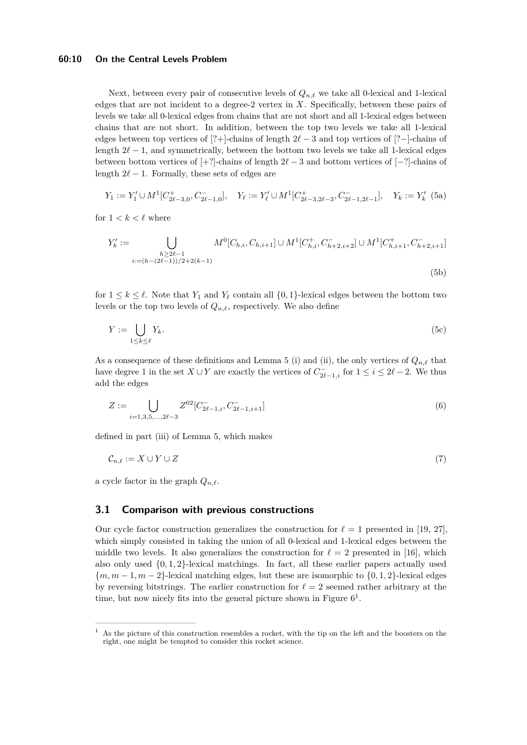Next, between every pair of consecutive levels of $Q_{n,\ell}$ we take all 0-lexical and 1-lexical edges that are not incident to a degree-2 vertex in $X$. Specifically, between these pairs of levels we take all 0-lexical edges from chains that are not short and all 1-lexical edges between chains that are not short. In addition, between the top two levels we take all 1-lexical edges between top vertices of [?+]-chains of length $2\ell-3$ and top vertices of [?−]-chains of length $2\ell-1$, and symmetrically, between the bottom two levels we take all 1-lexical edges between bottom vertices of [+?]-chains of length $2\ell-3$ and bottom vertices of [−?]-chains of length $2\ell-1$. Formally, these sets of edges are

$$Y_1 := Y_1' \cup M^1[C^+_{2\ell-3,0}, C^-_{2\ell-1,0}], \quad Y_\ell := Y_\ell' \cup M^1[C^+_{2\ell-3,2\ell-3}, C^-_{2\ell-1,2\ell-1}], \quad Y_k := Y_k' \tag{5a}$$

for $1 < k < \ell$ where

$$Y_k' := \bigcup_{\substack{h \geq 2\ell-1 \\ i:=(h-(2\ell-1))/2+2(k-1)}} M^0[C_{h,i}, C_{h,i+1}] \cup M^1[C^+_{h,i}, C^-_{h+2,i+2}] \cup M^1[C^+_{h,i+1}, C^-_{h+2,i+1}] \tag{5b}$$

for $1 \leq k \leq \ell$. Note that $Y_1$ and $Y_\ell$ contain all $\{0,1\}$-lexical edges between the bottom two levels or the top two levels of $Q_{n,\ell}$, respectively. We also define

$$Y := \bigcup_{1 \leq k \leq \ell} Y_k. \tag{5c}$$

As a consequence of these definitions and Lemma 5 (i) and (ii), the only vertices of $Q_{n,\ell}$ that have degree 1 in the set $X \cup Y$ are exactly the vertices of $C^-_{2\ell-1,i}$ for $1 \leq i \leq 2\ell-2$. We thus add the edges

$$Z := \bigcup_{i=1,3,5,\ldots,2\ell-3} Z^{02}[C^-_{2\ell-1,i}, C^-_{2\ell-1,i+1}] \tag{6}$$

defined in part (iii) of Lemma 5, which makes

$$\mathcal{C}_{n,\ell} := X \cup Y \cup Z \tag{7}$$

a cycle factor in the graph $Q_{n,\ell}$.

## 3.1 Comparison with previous constructions

Our cycle factor construction generalizes the construction for $\ell = 1$ presented in [19, 27], which simply consisted in taking the union of all 0-lexical and 1-lexical edges between the middle two levels. It also generalizes the construction for $\ell = 2$ presented in [16], which also only used $\{0,1,2\}$-lexical matchings. In fact, all these earlier papers actually used $\{m, m-1, m-2\}$-lexical matching edges, but these are isomorphic to $\{0,1,2\}$-lexical edges by reversing bitstrings. The earlier construction for $\ell = 2$ seemed rather arbitrary at the time, but now nicely fits into the general picture shown in Figure 6[1].

[1] As the picture of this construction resembles a rocket, with the tip on the left and the boosters on the right, one might be tempted to consider this rocket science.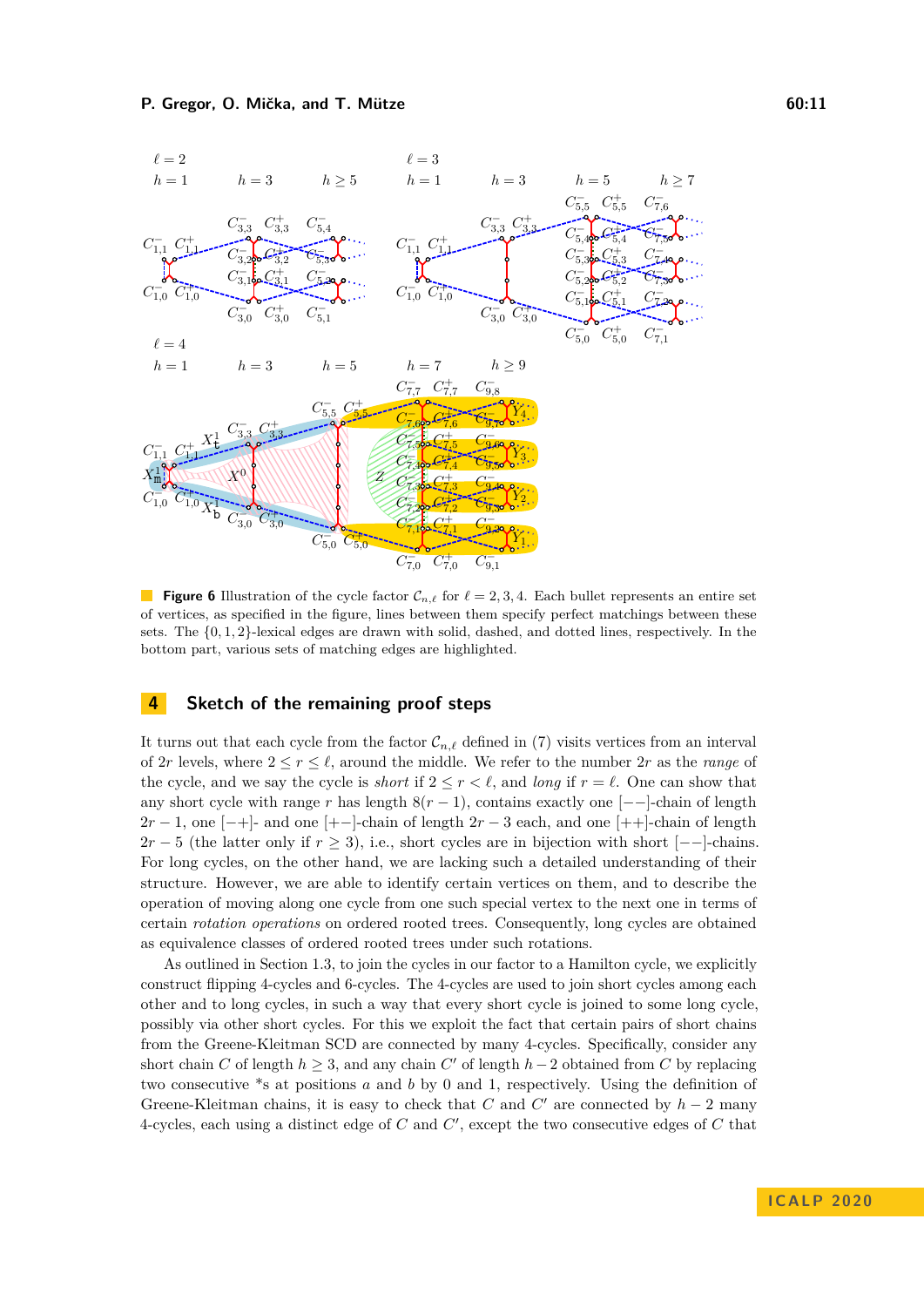**Figure 6** Illustration of the cycle factor $\mathcal{C}_{n,\ell}$ for $\ell = 2, 3, 4$. Each bullet represents an entire set of vertices, as specified in the figure, lines between them specify perfect matchings between these sets. The $\{0, 1, 2\}$-lexical edges are drawn with solid, dashed, and dotted lines, respectively. In the bottom part, various sets of matching edges are highlighted.

## 4 Sketch of the remaining proof steps

It turns out that each cycle from the factor $\mathcal{C}_{n,\ell}$ defined in (7) visits vertices from an interval of $2r$ levels, where $2 \leq r \leq \ell$, around the middle. We refer to the number $2r$ as the *range* of the cycle, and we say the cycle is *short* if $2 \leq r < \ell$, and *long* if $r = \ell$. One can show that any short cycle with range $r$ has length $8(r-1)$, contains exactly one $[--]$-chain of length $2r-1$, one $[-+]$- and one $[+-]$-chain of length $2r-3$ each, and one $[++]$-chain of length $2r-5$ (the latter only if $r \geq 3$), i.e., short cycles are in bijection with short $[--]$-chains. For long cycles, on the other hand, we are lacking such a detailed understanding of their structure. However, we are able to identify certain vertices on them, and to describe the operation of moving along one cycle from one such special vertex to the next one in terms of certain *rotation operations* on ordered rooted trees. Consequently, long cycles are obtained as equivalence classes of ordered rooted trees under such rotations.

As outlined in Section 1.3, to join the cycles in our factor to a Hamilton cycle, we explicitly construct flipping 4-cycles and 6-cycles. The 4-cycles are used to join short cycles among each other and to long cycles, in such a way that every short cycle is joined to some long cycle, possibly via other short cycles. For this we exploit the fact that certain pairs of short chains from the Greene-Kleitman SCD are connected by many 4-cycles. Specifically, consider any short chain $C$ of length $h \geq 3$, and any chain $C'$ of length $h-2$ obtained from $C$ by replacing two consecutive *s at positions $a$ and $b$ by 0 and 1, respectively. Using the definition of Greene-Kleitman chains, it is easy to check that $C$ and $C'$ are connected by $h-2$ many 4-cycles, each using a distinct edge of $C$ and $C'$, except the two consecutive edges of $C$ that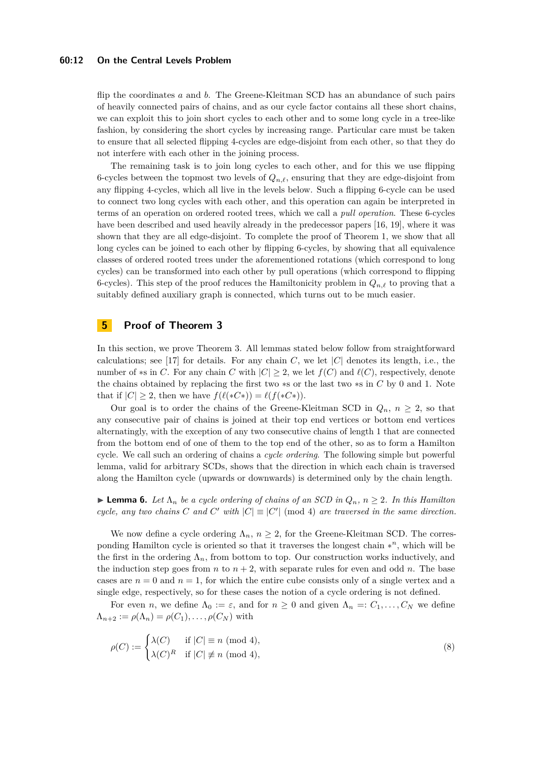flip the coordinates $a$ and $b$. The Greene-Kleitman SCD has an abundance of such pairs of heavily connected pairs of chains, and as our cycle factor contains all these short chains, we can exploit this to join short cycles to each other and to some long cycle in a tree-like fashion, by considering the short cycles by increasing range. Particular care must be taken to ensure that all selected flipping 4-cycles are edge-disjoint from each other, so that they do not interfere with each other in the joining process.

The remaining task is to join long cycles to each other, and for this we use flipping 6-cycles between the topmost two levels of $Q_{n,\ell}$, ensuring that they are edge-disjoint from any flipping 4-cycles, which all live in the levels below. Such a flipping 6-cycle can be used to connect two long cycles with each other, and this operation can again be interpreted in terms of an operation on ordered rooted trees, which we call a *pull operation*. These 6-cycles have been described and used heavily already in the predecessor papers [16, 19], where it was shown that they are all edge-disjoint. To complete the proof of Theorem 1, we show that all long cycles can be joined to each other by flipping 6-cycles, by showing that all equivalence classes of ordered rooted trees under the aforementioned rotations (which correspond to long cycles) can be transformed into each other by pull operations (which correspond to flipping 6-cycles). This step of the proof reduces the Hamiltonicity problem in $Q_{n,\ell}$ to proving that a suitably defined auxiliary graph is connected, which turns out to be much easier.

## 5 Proof of Theorem 3

In this section, we prove Theorem 3. All lemmas stated below follow from straightforward calculations; see [17] for details. For any chain $C$, we let $|C|$ denotes its length, i.e., the number of $*$ in $C$. For any chain $C$ with $|C| \geq 2$, we let $f(C)$ and $\ell(C)$, respectively, denote the chains obtained by replacing the first two $*$s or the last two $*$s in $C$ by 0 and 1. Note that if $|C| \geq 2$, then we have $f(\ell(*C*)) = \ell(f(*C*))$.

Our goal is to order the chains of the Greene-Kleitman SCD in $Q_n$, $n \geq 2$, so that any consecutive pair of chains is joined at their top end vertices or bottom end vertices alternatingly, with the exception of any two consecutive chains of length 1 that are connected from the bottom end of one of them to the top end of the other, so as to form a Hamilton cycle. We call such an ordering of chains a *cycle ordering*. The following simple but powerful lemma, valid for arbitrary SCDs, shows that the direction in which each chain is traversed along the Hamilton cycle (upwards or downwards) is determined only by the chain length.

▶ **Lemma 6.** *Let $\Lambda_n$ be a cycle ordering of chains of an SCD in $Q_n$, $n \geq 2$. In this Hamilton cycle, any two chains $C$ and $C'$ with $|C| \equiv |C'| \pmod 4$ are traversed in the same direction.*

We now define a cycle ordering $\Lambda_n$, $n \geq 2$, for the Greene-Kleitman SCD. The corresponding Hamilton cycle is oriented so that it traverses the longest chain $*^n$, which will be the first in the ordering $\Lambda_n$, from bottom to top. Our construction works inductively, and the induction step goes from $n$ to $n+2$, with separate rules for even and odd $n$. The base cases are $n = 0$ and $n = 1$, for which the entire cube consists only of a single vertex and a single edge, respectively, so for these cases the notion of a cycle ordering is not defined.

For even $n$, we define $\Lambda_0 := \varepsilon$, and for $n \geq 0$ and given $\Lambda_n =: C_1, \ldots, C_N$ we define $\Lambda_{n+2} := \rho(\Lambda_n) = \rho(C_1), \ldots, \rho(C_N)$ with

$$\rho(C) := \begin{cases} \lambda(C) & \text{if } |C| \equiv n \pmod 4, \\ \lambda(C)^R & \text{if } |C| \not\equiv n \pmod 4, \end{cases} \tag{8}$$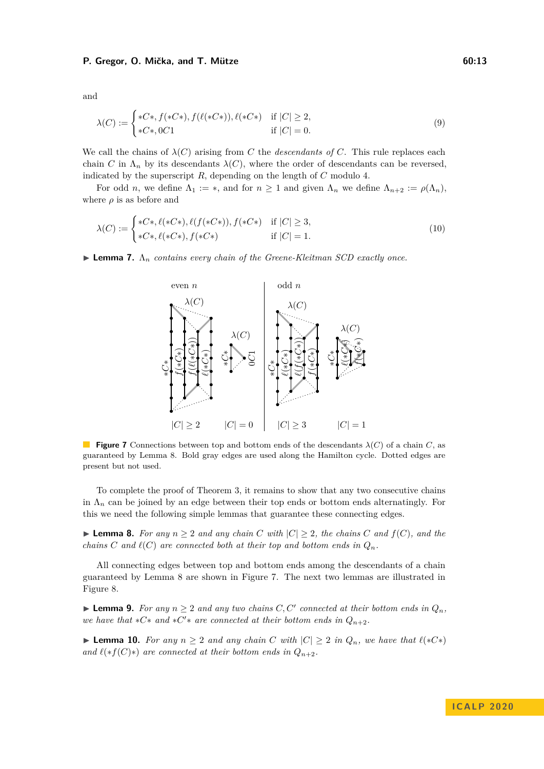and

$$\lambda(C) := \begin{cases} *C*, f(*C*), f(\ell(*C*)), \ell(*C*) & \text{if } |C| \geq 2, \\ *C*, 0C1 & \text{if } |C| = 0. \end{cases} \tag{9}$$

We call the chains of $\lambda(C)$ arising from $C$ the *descendants of* $C$. This rule replaces each chain $C$ in $\Lambda_n$ by its descendants $\lambda(C)$, where the order of descendants can be reversed, indicated by the superscript $R$, depending on the length of $C$ modulo 4.

For odd $n$, we define $\Lambda_1 := *$, and for $n \geq 1$ and given $\Lambda_n$ we define $\Lambda_{n+2} := \rho(\Lambda_n)$, where $\rho$ is as before and

$$\lambda(C) := \begin{cases} *C*, \ell(*C*), \ell(f(*C*)), f(*C*) & \text{if } |C| \geq 3, \\ *C*, \ell(*C*), f(*C*) & \text{if } |C| = 1. \end{cases} \tag{10}$$

▶ **Lemma 7.** *$\Lambda_n$ contains every chain of the Greene-Kleitman SCD exactly once.*

**Figure 7** Connections between top and bottom ends of the descendants $\lambda(C)$ of a chain $C$, as guaranteed by Lemma 8. Bold gray edges are used along the Hamilton cycle. Dotted edges are present but not used.

To complete the proof of Theorem 3, it remains to show that any two consecutive chains in $\Lambda_n$ can be joined by an edge between their top ends or bottom ends alternatingly. For this we need the following simple lemmas that guarantee these connecting edges.

▶ **Lemma 8.** *For any $n \geq 2$ and any chain $C$ with $|C| \geq 2$, the chains $C$ and $f(C)$, and the chains $C$ and $\ell(C)$ are connected both at their top and bottom ends in $Q_n$.*

All connecting edges between top and bottom ends among the descendants of a chain guaranteed by Lemma 8 are shown in Figure 7. The next two lemmas are illustrated in Figure 8.

▶ **Lemma 9.** *For any $n \geq 2$ and any two chains $C, C'$ connected at their bottom ends in $Q_n$, we have that $*C*$ and $*C'*$ are connected at their bottom ends in $Q_{n+2}$.*

▶ **Lemma 10.** *For any $n \geq 2$ and any chain $C$ with $|C| \geq 2$ in $Q_n$, we have that $\ell(*C*)$ and $\ell(*f(C)*)$ are connected at their bottom ends in $Q_{n+2}$.*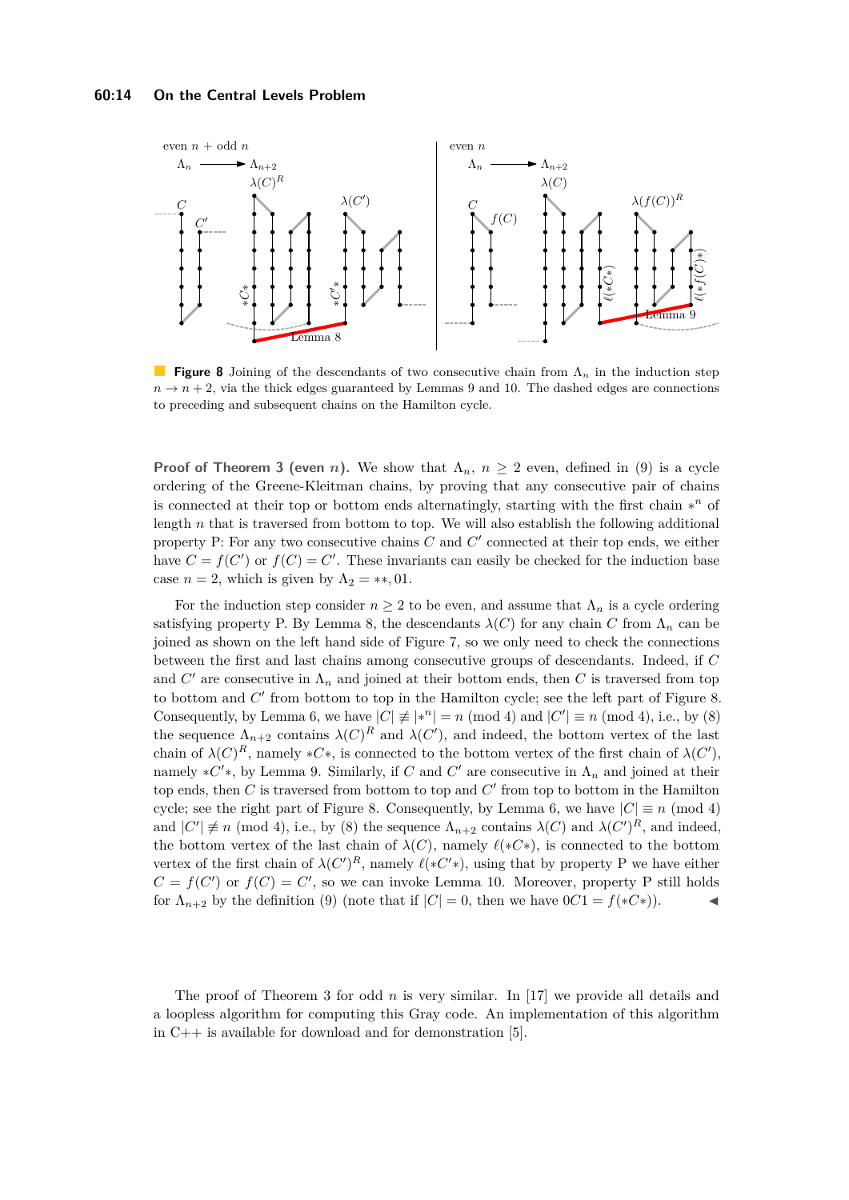**Figure 8** Joining of the descendants of two consecutive chain from $\Lambda_n$ in the induction step $n \to n+2$, via the thick edges guaranteed by Lemmas 9 and 10. The dashed edges are connections to preceding and subsequent chains on the Hamilton cycle.

**Proof of Theorem 3 (even $n$).** We show that $\Lambda_n$, $n \geq 2$ even, defined in (9) is a cycle ordering of the Greene-Kleitman chains, by proving that any consecutive pair of chains is connected at their top or bottom ends alternatingly, starting with the first chain $*^n$ of length $n$ that is traversed from bottom to top. We will also establish the following additional property P: For any two consecutive chains $C$ and $C'$ connected at their top ends, we either have $C = f(C')$ or $f(C) = C'$. These invariants can easily be checked for the induction base case $n = 2$, which is given by $\Lambda_2 = **, 01$.

For the induction step consider $n \geq 2$ to be even, and assume that $\Lambda_n$ is a cycle ordering satisfying property P. By Lemma 8, the descendants $\lambda(C)$ for any chain $C$ from $\Lambda_n$ can be joined as shown on the left hand side of Figure 7, so we only need to check the connections between the first and last chains among consecutive groups of descendants. Indeed, if $C$ and $C'$ are consecutive in $\Lambda_n$ and joined at their bottom ends, then $C$ is traversed from top to bottom and $C'$ from bottom to top in the Hamilton cycle; see the left part of Figure 8. Consequently, by Lemma 6, we have $|C| \not\equiv |*^n| = n \pmod 4$ and $|C'| \equiv n \pmod 4$, i.e., by (8) the sequence $\Lambda_{n+2}$ contains $\lambda(C)^R$ and $\lambda(C')$, and indeed, the bottom vertex of the last chain of $\lambda(C)^R$, namely $*C*$, is connected to the bottom vertex of the first chain of $\lambda(C')$, namely $*C'*$, by Lemma 9. Similarly, if $C$ and $C'$ are consecutive in $\Lambda_n$ and joined at their top ends, then $C$ is traversed from bottom to top and $C'$ from top to bottom in the Hamilton cycle; see the right part of Figure 8. Consequently, by Lemma 6, we have $|C| \equiv n \pmod 4$ and $|C'| \not\equiv n \pmod 4$, i.e., by (8) the sequence $\Lambda_{n+2}$ contains $\lambda(C)$ and $\lambda(C')^R$, and indeed, the bottom vertex of the last chain of $\lambda(C)$, namely $\ell(*C*)$, is connected to the bottom vertex of the first chain of $\lambda(C')^R$, namely $\ell(*C'*)$, using that by property P we have either $C = f(C')$ or $f(C) = C'$, so we can invoke Lemma 10. Moreover, property P still holds for $\Lambda_{n+2}$ by the definition (9) (note that if $|C| = 0$, then we have $0C1 = f(*C*)$). ◀

The proof of Theorem 3 for odd $n$ is very similar. In [17] we provide all details and a loopless algorithm for computing this Gray code. An implementation of this algorithm in C++ is available for download and for demonstration [5].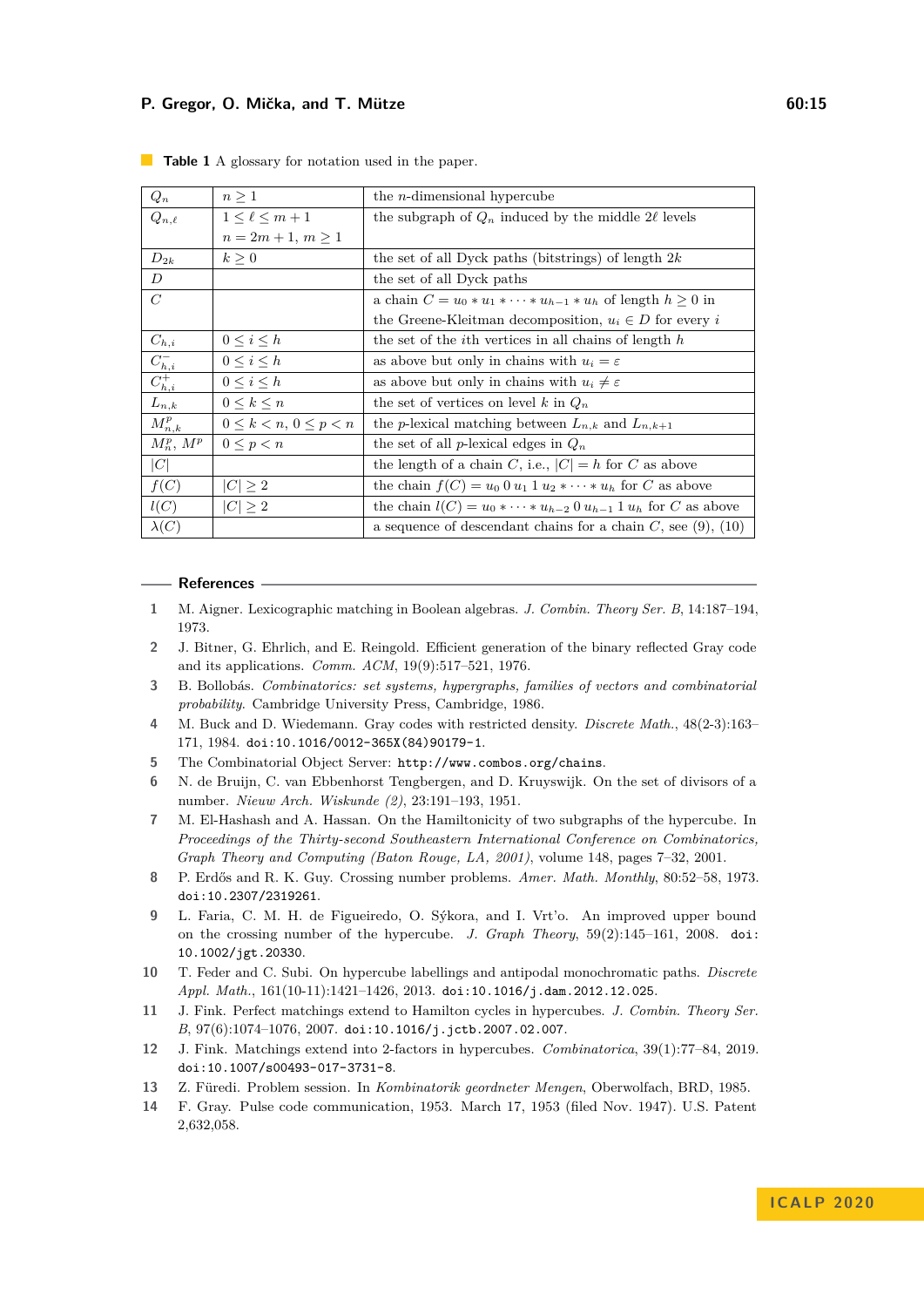**Table 1** A glossary for notation used in the paper.

| | | |
|---|---|---|
| $Q_n$ | $n \geq 1$ | the $n$-dimensional hypercube |
| $Q_{n,\ell}$ | $1 \leq \ell \leq m+1$ <br> $n = 2m+1,\ m \geq 1$ | the subgraph of $Q_n$ induced by the middle $2\ell$ levels |
| $D_{2k}$ | $k \geq 0$ | the set of all Dyck paths (bitstrings) of length $2k$ |
| $D$ | | the set of all Dyck paths |
| $C$ | | a chain $C = u_0 * u_1 * \cdots * u_{h-1} * u_h$ of length $h \geq 0$ in the Greene-Kleitman decomposition, $u_i \in D$ for every $i$ |
| $C_{h,i}$ | $0 \leq i \leq h$ | the set of the $i$th vertices in all chains of length $h$ |
| $C^-_{h,i}$ | $0 \leq i \leq h$ | as above but only in chains with $u_i = \varepsilon$ |
| $C^+_{h,i}$ | $0 \leq i \leq h$ | as above but only in chains with $u_i \neq \varepsilon$ |
| $L_{n,k}$ | $0 \leq k \leq n$ | the set of vertices on level $k$ in $Q_n$ |
| $M^p_{n,k}$ | $0 \leq k < n,\ 0 \leq p < n$ | the $p$-lexical matching between $L_{n,k}$ and $L_{n,k+1}$ |
| $M^p_n$, $M^p$ | $0 \leq p < n$ | the set of all $p$-lexical edges in $Q_n$ |
| $\lvert C\rvert$ | | the length of a chain $C$, i.e., $\lvert C\rvert = h$ for $C$ as above |
| $f(C)$ | $\lvert C\rvert \geq 2$ | the chain $f(C) = u_0\, 0\, u_1\, 1\, u_2 * \cdots * u_h$ for $C$ as above |
| $l(C)$ | $\lvert C\rvert \geq 2$ | the chain $l(C) = u_0 * \cdots * u_{h-2}\, 0\, u_{h-1}\, 1\, u_h$ for $C$ as above |
| $\lambda(C)$ | | a sequence of descendant chains for a chain $C$, see (9), (10) |

## References

1. M. Aigner. Lexicographic matching in Boolean algebras. *J. Combin. Theory Ser. B*, 14:187–194, 1973.
2. J. Bitner, G. Ehrlich, and E. Reingold. Efficient generation of the binary reflected Gray code and its applications. *Comm. ACM*, 19(9):517–521, 1976.
3. B. Bollobás. *Combinatorics: set systems, hypergraphs, families of vectors and combinatorial probability*. Cambridge University Press, Cambridge, 1986.
4. M. Buck and D. Wiedemann. Gray codes with restricted density. *Discrete Math.*, 48(2-3):163–171, 1984. doi:10.1016/0012-365X(84)90179-1.
5. The Combinatorial Object Server: http://www.combos.org/chains.
6. N. de Bruijn, C. van Ebbenhorst Tengbergen, and D. Kruyswijk. On the set of divisors of a number. *Nieuw Arch. Wiskunde (2)*, 23:191–193, 1951.
7. M. El-Hashash and A. Hassan. On the Hamiltonicity of two subgraphs of the hypercube. In *Proceedings of the Thirty-second Southeastern International Conference on Combinatorics, Graph Theory and Computing (Baton Rouge, LA, 2001)*, volume 148, pages 7–32, 2001.
8. P. Erdős and R. K. Guy. Crossing number problems. *Amer. Math. Monthly*, 80:52–58, 1973. doi:10.2307/2319261.
9. L. Faria, C. M. H. de Figueiredo, O. Sýkora, and I. Vrt'o. An improved upper bound on the crossing number of the hypercube. *J. Graph Theory*, 59(2):145–161, 2008. doi:10.1002/jgt.20330.
10. T. Feder and C. Subi. On hypercube labellings and antipodal monochromatic paths. *Discrete Appl. Math.*, 161(10-11):1421–1426, 2013. doi:10.1016/j.dam.2012.12.025.
11. J. Fink. Perfect matchings extend to Hamilton cycles in hypercubes. *J. Combin. Theory Ser. B*, 97(6):1074–1076, 2007. doi:10.1016/j.jctb.2007.02.007.
12. J. Fink. Matchings extend into 2-factors in hypercubes. *Combinatorica*, 39(1):77–84, 2019. doi:10.1007/s00493-017-3731-8.
13. Z. Füredi. Problem session. In *Kombinatorik geordneter Mengen*, Oberwolfach, BRD, 1985.
14. F. Gray. Pulse code communication, 1953. March 17, 1953 (filed Nov. 1947). U.S. Patent 2,632,058.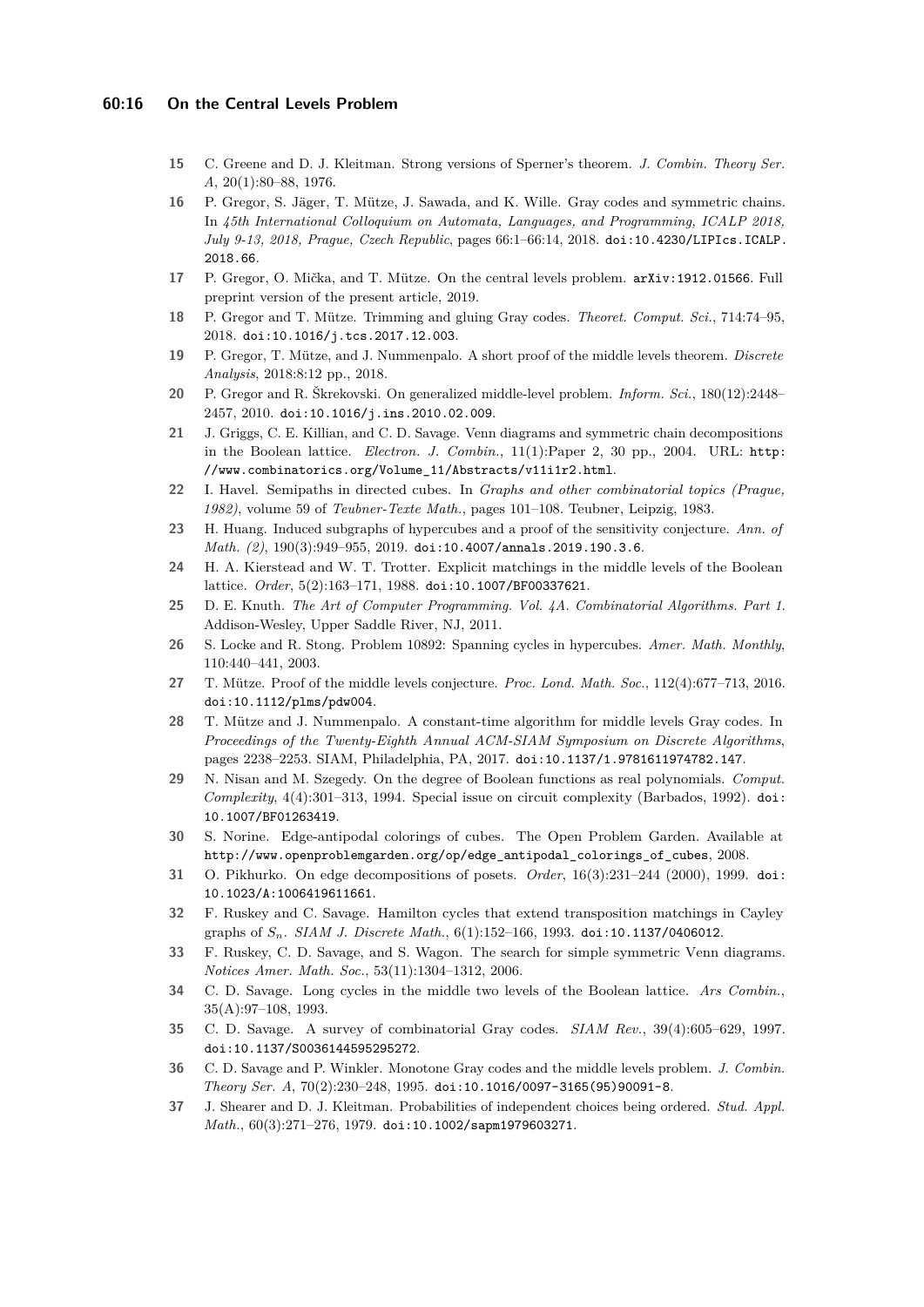15 C. Greene and D. J. Kleitman. Strong versions of Sperner's theorem. *J. Combin. Theory Ser. A*, 20(1):80–88, 1976.

16 P. Gregor, S. Jäger, T. Mütze, J. Sawada, and K. Wille. Gray codes and symmetric chains. In *45th International Colloquium on Automata, Languages, and Programming, ICALP 2018, July 9-13, 2018, Prague, Czech Republic*, pages 66:1–66:14, 2018. doi:10.4230/LIPIcs.ICALP.2018.66.

17 P. Gregor, O. Mička, and T. Mütze. On the central levels problem. arXiv:1912.01566. Full preprint version of the present article, 2019.

18 P. Gregor and T. Mütze. Trimming and gluing Gray codes. *Theoret. Comput. Sci.*, 714:74–95, 2018. doi:10.1016/j.tcs.2017.12.003.

19 P. Gregor, T. Mütze, and J. Nummenpalo. A short proof of the middle levels theorem. *Discrete Analysis*, 2018:8:12 pp., 2018.

20 P. Gregor and R. Škrekovski. On generalized middle-level problem. *Inform. Sci.*, 180(12):2448–2457, 2010. doi:10.1016/j.ins.2010.02.009.

21 J. Griggs, C. E. Killian, and C. D. Savage. Venn diagrams and symmetric chain decompositions in the Boolean lattice. *Electron. J. Combin.*, 11(1):Paper 2, 30 pp., 2004. URL: http://www.combinatorics.org/Volume_11/Abstracts/v11i1r2.html.

22 I. Havel. Semipaths in directed cubes. In *Graphs and other combinatorial topics (Prague, 1982)*, volume 59 of *Teubner-Texte Math.*, pages 101–108. Teubner, Leipzig, 1983.

23 H. Huang. Induced subgraphs of hypercubes and a proof of the sensitivity conjecture. *Ann. of Math. (2)*, 190(3):949–955, 2019. doi:10.4007/annals.2019.190.3.6.

24 H. A. Kierstead and W. T. Trotter. Explicit matchings in the middle levels of the Boolean lattice. *Order*, 5(2):163–171, 1988. doi:10.1007/BF00337621.

25 D. E. Knuth. *The Art of Computer Programming. Vol. 4A. Combinatorial Algorithms. Part 1.* Addison-Wesley, Upper Saddle River, NJ, 2011.

26 S. Locke and R. Stong. Problem 10892: Spanning cycles in hypercubes. *Amer. Math. Monthly*, 110:440–441, 2003.

27 T. Mütze. Proof of the middle levels conjecture. *Proc. Lond. Math. Soc.*, 112(4):677–713, 2016. doi:10.1112/plms/pdw004.

28 T. Mütze and J. Nummenpalo. A constant-time algorithm for middle levels Gray codes. In *Proceedings of the Twenty-Eighth Annual ACM-SIAM Symposium on Discrete Algorithms*, pages 2238–2253. SIAM, Philadelphia, PA, 2017. doi:10.1137/1.9781611974782.147.

29 N. Nisan and M. Szegedy. On the degree of Boolean functions as real polynomials. *Comput. Complexity*, 4(4):301–313, 1994. Special issue on circuit complexity (Barbados, 1992). doi:10.1007/BF01263419.

30 S. Norine. Edge-antipodal colorings of cubes. The Open Problem Garden. Available at http://www.openproblemgarden.org/op/edge_antipodal_colorings_of_cubes, 2008.

31 O. Pikhurko. On edge decompositions of posets. *Order*, 16(3):231–244 (2000), 1999. doi:10.1023/A:1006419611661.

32 F. Ruskey and C. Savage. Hamilton cycles that extend transposition matchings in Cayley graphs of $S_n$. *SIAM J. Discrete Math.*, 6(1):152–166, 1993. doi:10.1137/0406012.

33 F. Ruskey, C. D. Savage, and S. Wagon. The search for simple symmetric Venn diagrams. *Notices Amer. Math. Soc.*, 53(11):1304–1312, 2006.

34 C. D. Savage. Long cycles in the middle two levels of the Boolean lattice. *Ars Combin.*, 35(A):97–108, 1993.

35 C. D. Savage. A survey of combinatorial Gray codes. *SIAM Rev.*, 39(4):605–629, 1997. doi:10.1137/S0036144595295272.

36 C. D. Savage and P. Winkler. Monotone Gray codes and the middle levels problem. *J. Combin. Theory Ser. A*, 70(2):230–248, 1995. doi:10.1016/0097-3165(95)90091-8.

37 J. Shearer and D. J. Kleitman. Probabilities of independent choices being ordered. *Stud. Appl. Math.*, 60(3):271–276, 1979. doi:10.1002/sapm1979603271.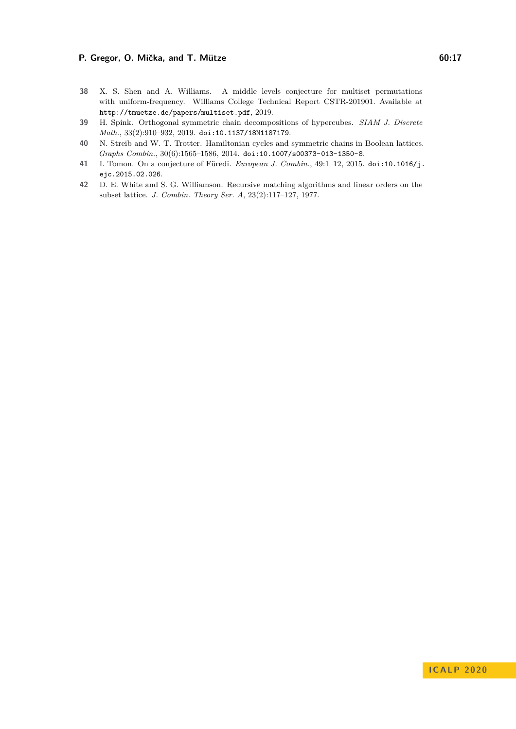38 X. S. Shen and A. Williams. A middle levels conjecture for multiset permutations with uniform-frequency. Williams College Technical Report CSTR-201901. Available at `http://tmuetze.de/papers/multiset.pdf`, 2019.

39 H. Spink. Orthogonal symmetric chain decompositions of hypercubes. *SIAM J. Discrete Math.*, 33(2):910–932, 2019. `doi:10.1137/18M1187179`.

40 N. Streib and W. T. Trotter. Hamiltonian cycles and symmetric chains in Boolean lattices. *Graphs Combin.*, 30(6):1565–1586, 2014. `doi:10.1007/s00373-013-1350-8`.

41 I. Tomon. On a conjecture of Füredi. *European J. Combin.*, 49:1–12, 2015. `doi:10.1016/j.ejc.2015.02.026`.

42 D. E. White and S. G. Williamson. Recursive matching algorithms and linear orders on the subset lattice. *J. Combin. Theory Ser. A*, 23(2):117–127, 1977.